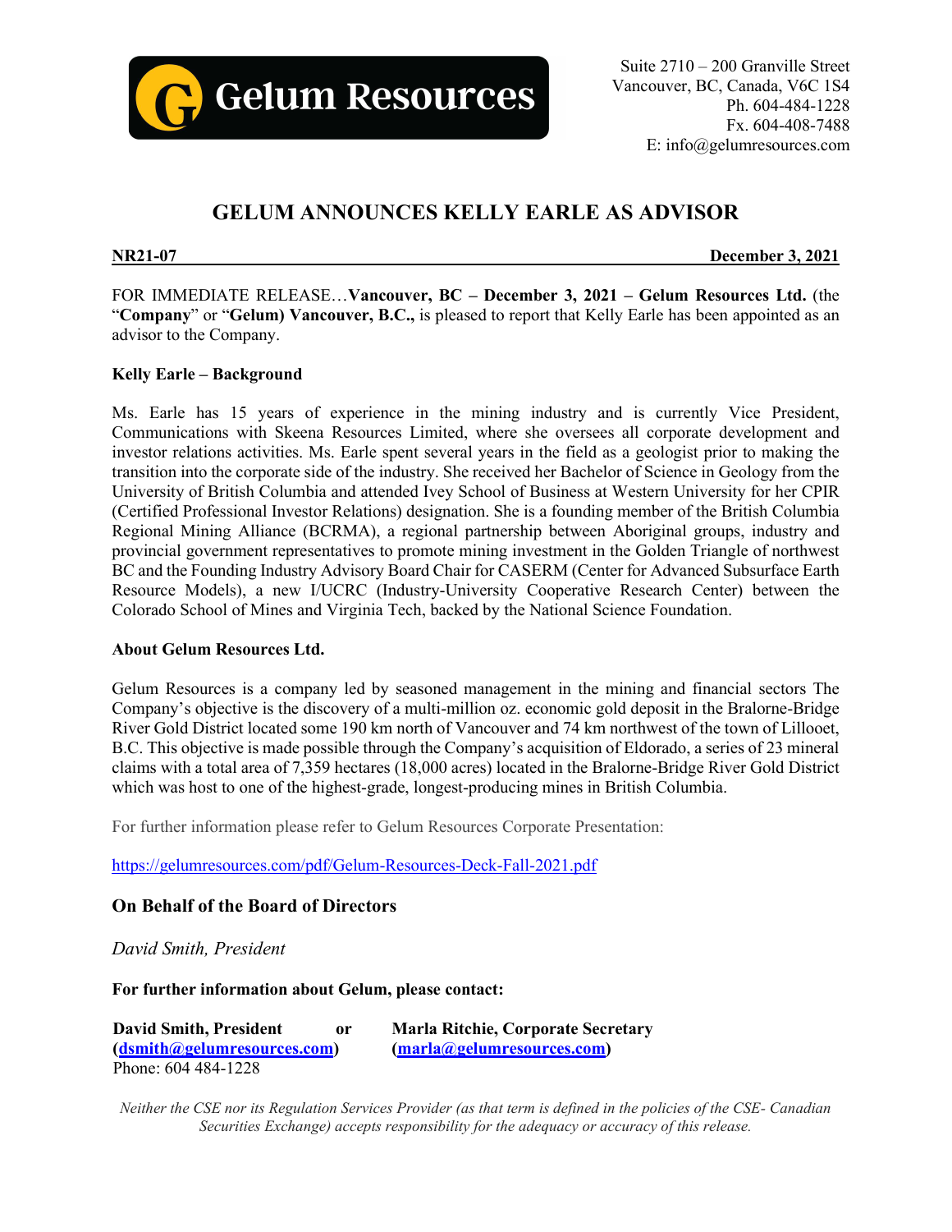Gelum Resources

Suite 2710 – 200 Granville Street
Vancouver, BC, Canada, V6C 1S4
Ph. 604-484-1228
Fx. 604-408-7488
E: info@gelumresources.com

# GELUM ANNOUNCES KELLY EARLE AS ADVISOR

**NR21-07** **December 3, 2021**

FOR IMMEDIATE RELEASE…**Vancouver, BC – December 3, 2021 – Gelum Resources Ltd.** (the "**Company**" or "**Gelum) Vancouver, B.C.,** is pleased to report that Kelly Earle has been appointed as an advisor to the Company.

**Kelly Earle – Background**

Ms. Earle has 15 years of experience in the mining industry and is currently Vice President, Communications with Skeena Resources Limited, where she oversees all corporate development and investor relations activities. Ms. Earle spent several years in the field as a geologist prior to making the transition into the corporate side of the industry. She received her Bachelor of Science in Geology from the University of British Columbia and attended Ivey School of Business at Western University for her CPIR (Certified Professional Investor Relations) designation. She is a founding member of the British Columbia Regional Mining Alliance (BCRMA), a regional partnership between Aboriginal groups, industry and provincial government representatives to promote mining investment in the Golden Triangle of northwest BC and the Founding Industry Advisory Board Chair for CASERM (Center for Advanced Subsurface Earth Resource Models), a new I/UCRC (Industry-University Cooperative Research Center) between the Colorado School of Mines and Virginia Tech, backed by the National Science Foundation.

**About Gelum Resources Ltd.**

Gelum Resources is a company led by seasoned management in the mining and financial sectors The Company's objective is the discovery of a multi-million oz. economic gold deposit in the Bralorne-Bridge River Gold District located some 190 km north of Vancouver and 74 km northwest of the town of Lillooet, B.C. This objective is made possible through the Company's acquisition of Eldorado, a series of 23 mineral claims with a total area of 7,359 hectares (18,000 acres) located in the Bralorne-Bridge River Gold District which was host to one of the highest-grade, longest-producing mines in British Columbia.

For further information please refer to Gelum Resources Corporate Presentation:

https://gelumresources.com/pdf/Gelum-Resources-Deck-Fall-2021.pdf

## On Behalf of the Board of Directors

*David Smith, President*

**For further information about Gelum, please contact:**

**David Smith, President** (**dsmith@gelumresources.com**)
Phone: 604 484-1228

**or**

**Marla Ritchie, Corporate Secretary** (**marla@gelumresources.com**)

*Neither the CSE nor its Regulation Services Provider (as that term is defined in the policies of the CSE- Canadian Securities Exchange) accepts responsibility for the adequacy or accuracy of this release.*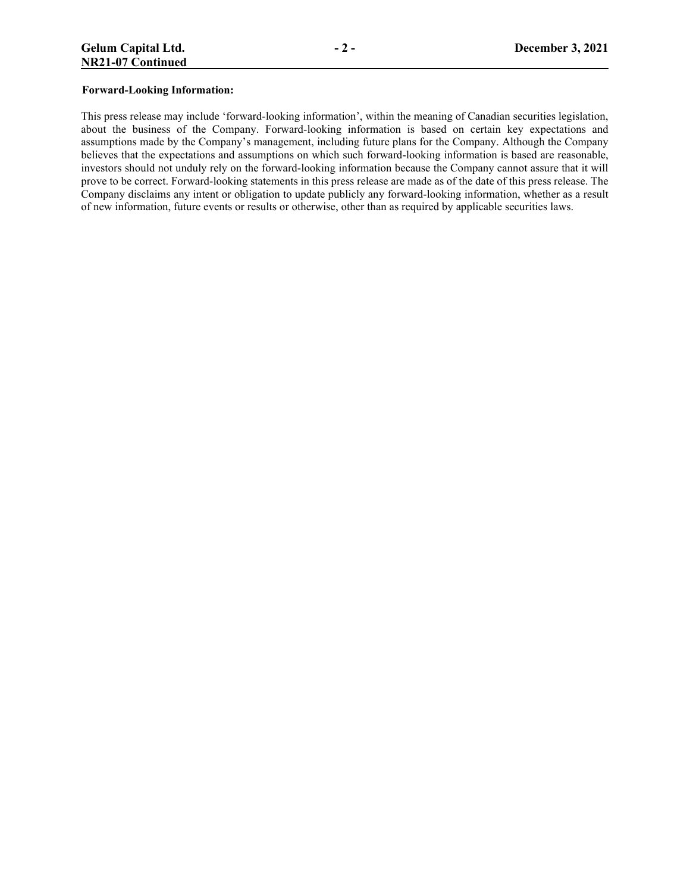**Forward-Looking Information:**

This press release may include 'forward-looking information', within the meaning of Canadian securities legislation, about the business of the Company. Forward-looking information is based on certain key expectations and assumptions made by the Company's management, including future plans for the Company. Although the Company believes that the expectations and assumptions on which such forward-looking information is based are reasonable, investors should not unduly rely on the forward-looking information because the Company cannot assure that it will prove to be correct. Forward-looking statements in this press release are made as of the date of this press release. The Company disclaims any intent or obligation to update publicly any forward-looking information, whether as a result of new information, future events or results or otherwise, other than as required by applicable securities laws.